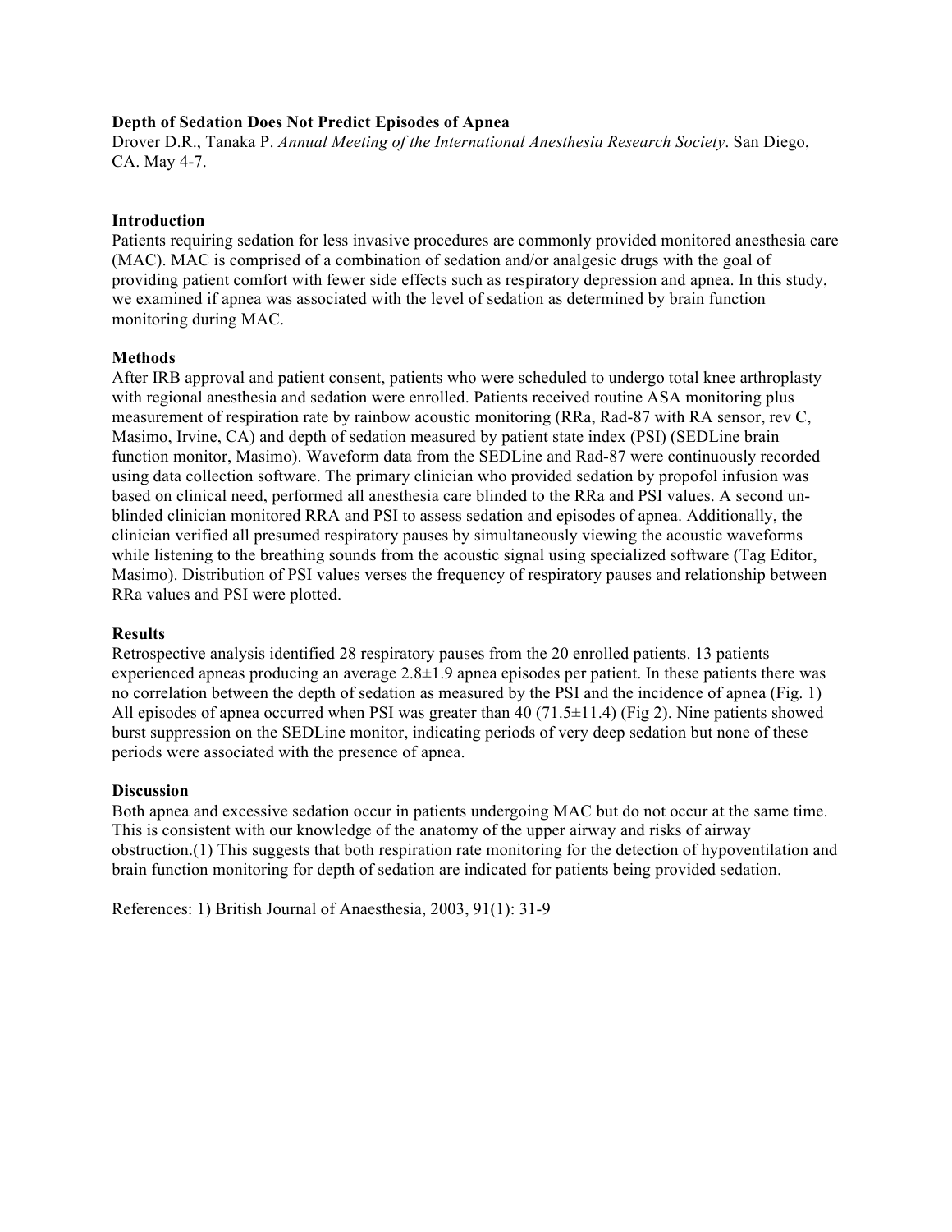**Depth of Sedation Does Not Predict Episodes of Apnea**

Drover D.R., Tanaka P. *Annual Meeting of the International Anesthesia Research Society*. San Diego, CA. May 4-7.

**Introduction**

Patients requiring sedation for less invasive procedures are commonly provided monitored anesthesia care (MAC). MAC is comprised of a combination of sedation and/or analgesic drugs with the goal of providing patient comfort with fewer side effects such as respiratory depression and apnea. In this study, we examined if apnea was associated with the level of sedation as determined by brain function monitoring during MAC.

**Methods**

After IRB approval and patient consent, patients who were scheduled to undergo total knee arthroplasty with regional anesthesia and sedation were enrolled. Patients received routine ASA monitoring plus measurement of respiration rate by rainbow acoustic monitoring (RRa, Rad-87 with RA sensor, rev C, Masimo, Irvine, CA) and depth of sedation measured by patient state index (PSI) (SEDLine brain function monitor, Masimo). Waveform data from the SEDLine and Rad-87 were continuously recorded using data collection software. The primary clinician who provided sedation by propofol infusion was based on clinical need, performed all anesthesia care blinded to the RRa and PSI values. A second un-blinded clinician monitored RRA and PSI to assess sedation and episodes of apnea. Additionally, the clinician verified all presumed respiratory pauses by simultaneously viewing the acoustic waveforms while listening to the breathing sounds from the acoustic signal using specialized software (Tag Editor, Masimo). Distribution of PSI values verses the frequency of respiratory pauses and relationship between RRa values and PSI were plotted.

**Results**

Retrospective analysis identified 28 respiratory pauses from the 20 enrolled patients. 13 patients experienced apneas producing an average 2.8±1.9 apnea episodes per patient. In these patients there was no correlation between the depth of sedation as measured by the PSI and the incidence of apnea (Fig. 1) All episodes of apnea occurred when PSI was greater than 40 (71.5±11.4) (Fig 2). Nine patients showed burst suppression on the SEDLine monitor, indicating periods of very deep sedation but none of these periods were associated with the presence of apnea.

**Discussion**

Both apnea and excessive sedation occur in patients undergoing MAC but do not occur at the same time. This is consistent with our knowledge of the anatomy of the upper airway and risks of airway obstruction.(1) This suggests that both respiration rate monitoring for the detection of hypoventilation and brain function monitoring for depth of sedation are indicated for patients being provided sedation.

References: 1) British Journal of Anaesthesia, 2003, 91(1): 31-9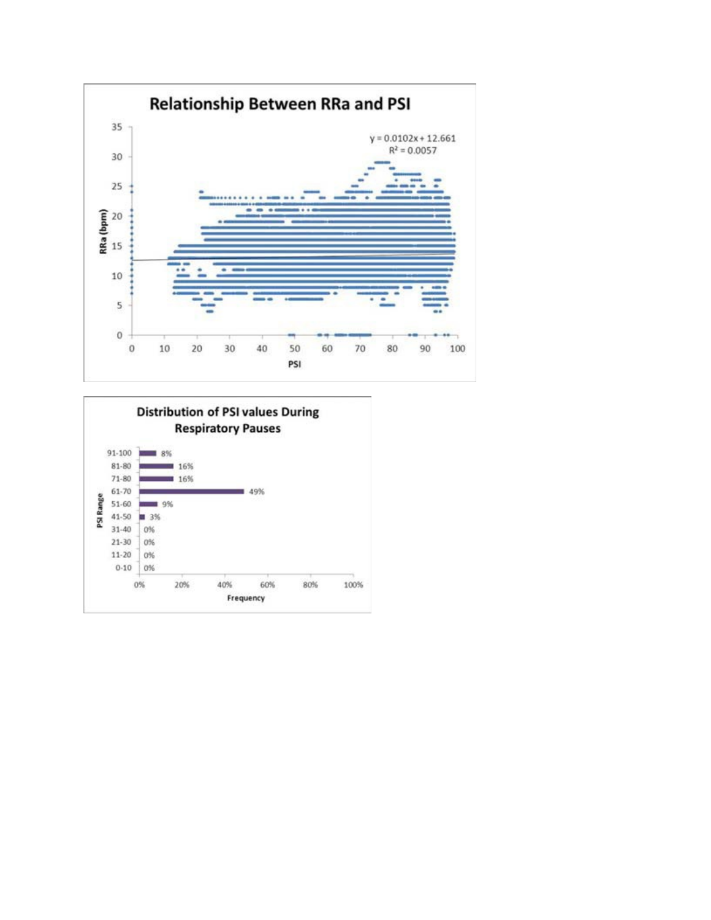Relationship Between RRa and PSI

y = 0.0102x + 12.661

$R^2 = 0.0057$

RRa (bpm)

35
30
25
20
15
10
5
0

0 10 20 30 40 50 60 70 80 90 100

PSI

Distribution of PSI values During Respiratory Pauses

PSI Range

91-100 8%
81-80 16%
71-80 16%
61-70 49%
51-60 9%
41-50 3%
31-40 0%
21-30 0%
11-20 0%
0-10 0%

0% 20% 40% 60% 80% 100%

Frequency